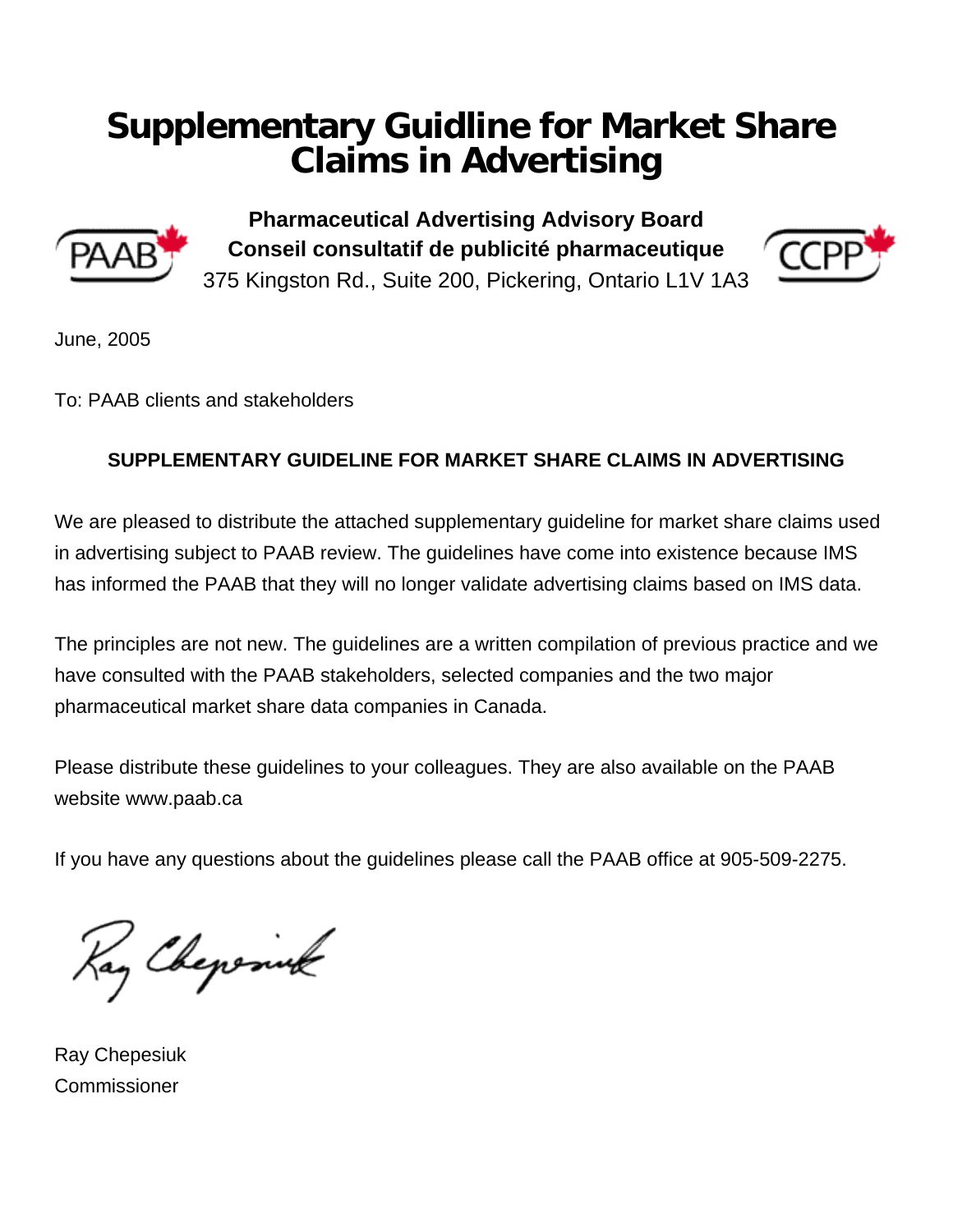# Supplementary Guidline for Market Share Claims in Advertising

**Pharmaceutical Advertising Advisory Board**
**Conseil consultatif de publicité pharmaceutique**
375 Kingston Rd., Suite 200, Pickering, Ontario L1V 1A3

June, 2005

To: PAAB clients and stakeholders

**SUPPLEMENTARY GUIDELINE FOR MARKET SHARE CLAIMS IN ADVERTISING**

We are pleased to distribute the attached supplementary guideline for market share claims used in advertising subject to PAAB review. The guidelines have come into existence because IMS has informed the PAAB that they will no longer validate advertising claims based on IMS data.

The principles are not new. The guidelines are a written compilation of previous practice and we have consulted with the PAAB stakeholders, selected companies and the two major pharmaceutical market share data companies in Canada.

Please distribute these guidelines to your colleagues. They are also available on the PAAB website www.paab.ca

If you have any questions about the guidelines please call the PAAB office at 905-509-2275.

Ray Chepesiuk
Commissioner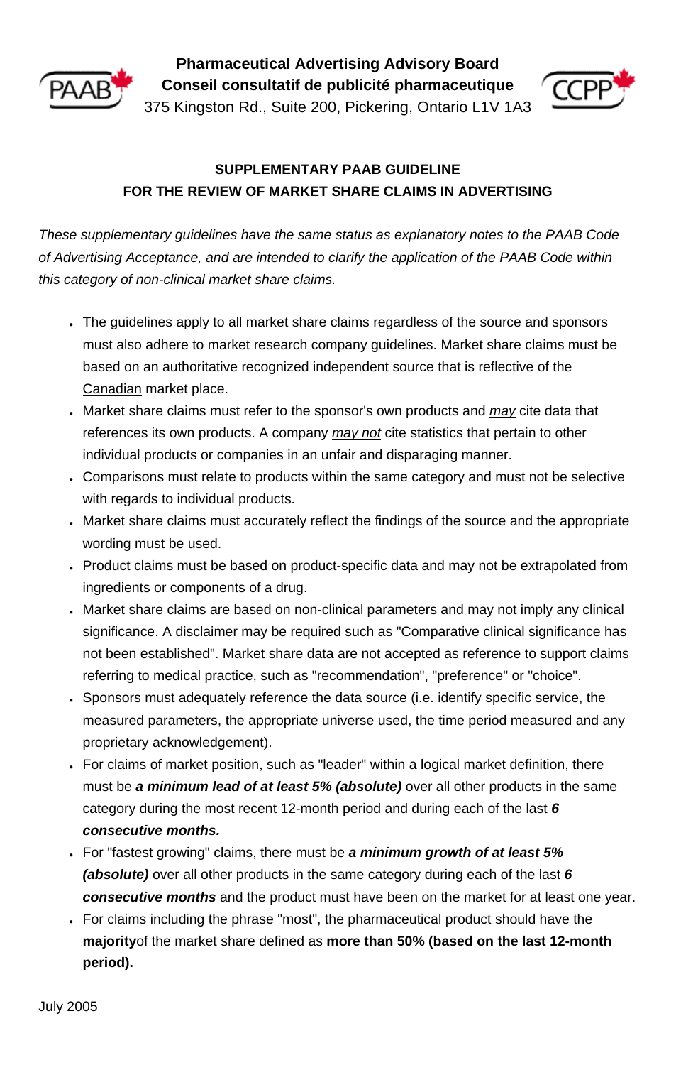**Pharmaceutical Advertising Advisory Board**
**Conseil consultatif de publicité pharmaceutique**
375 Kingston Rd., Suite 200, Pickering, Ontario L1V 1A3

## SUPPLEMENTARY PAAB GUIDELINE FOR THE REVIEW OF MARKET SHARE CLAIMS IN ADVERTISING

*These supplementary guidelines have the same status as explanatory notes to the PAAB Code of Advertising Acceptance, and are intended to clarify the application of the PAAB Code within this category of non-clinical market share claims.*

- The guidelines apply to all market share claims regardless of the source and sponsors must also adhere to market research company guidelines. Market share claims must be based on an authoritative recognized independent source that is reflective of the <u>Canadian</u> market place.
- Market share claims must refer to the sponsor's own products and <u>*may*</u> cite data that references its own products. A company <u>*may not*</u> cite statistics that pertain to other individual products or companies in an unfair and disparaging manner.
- Comparisons must relate to products within the same category and must not be selective with regards to individual products.
- Market share claims must accurately reflect the findings of the source and the appropriate wording must be used.
- Product claims must be based on product-specific data and may not be extrapolated from ingredients or components of a drug.
- Market share claims are based on non-clinical parameters and may not imply any clinical significance. A disclaimer may be required such as "Comparative clinical significance has not been established". Market share data are not accepted as reference to support claims referring to medical practice, such as "recommendation", "preference" or "choice".
- Sponsors must adequately reference the data source (i.e. identify specific service, the measured parameters, the appropriate universe used, the time period measured and any proprietary acknowledgement).
- For claims of market position, such as "leader" within a logical market definition, there must be ***a minimum lead of at least 5% (absolute)*** over all other products in the same category during the most recent 12-month period and during each of the last ***6 consecutive months.***
- For "fastest growing" claims, there must be ***a minimum growth of at least 5% (absolute)*** over all other products in the same category during each of the last ***6 consecutive months*** and the product must have been on the market for at least one year.
- For claims including the phrase "most", the pharmaceutical product should have the **majority**of the market share defined as **more than 50% (based on the last 12-month period).**

July 2005